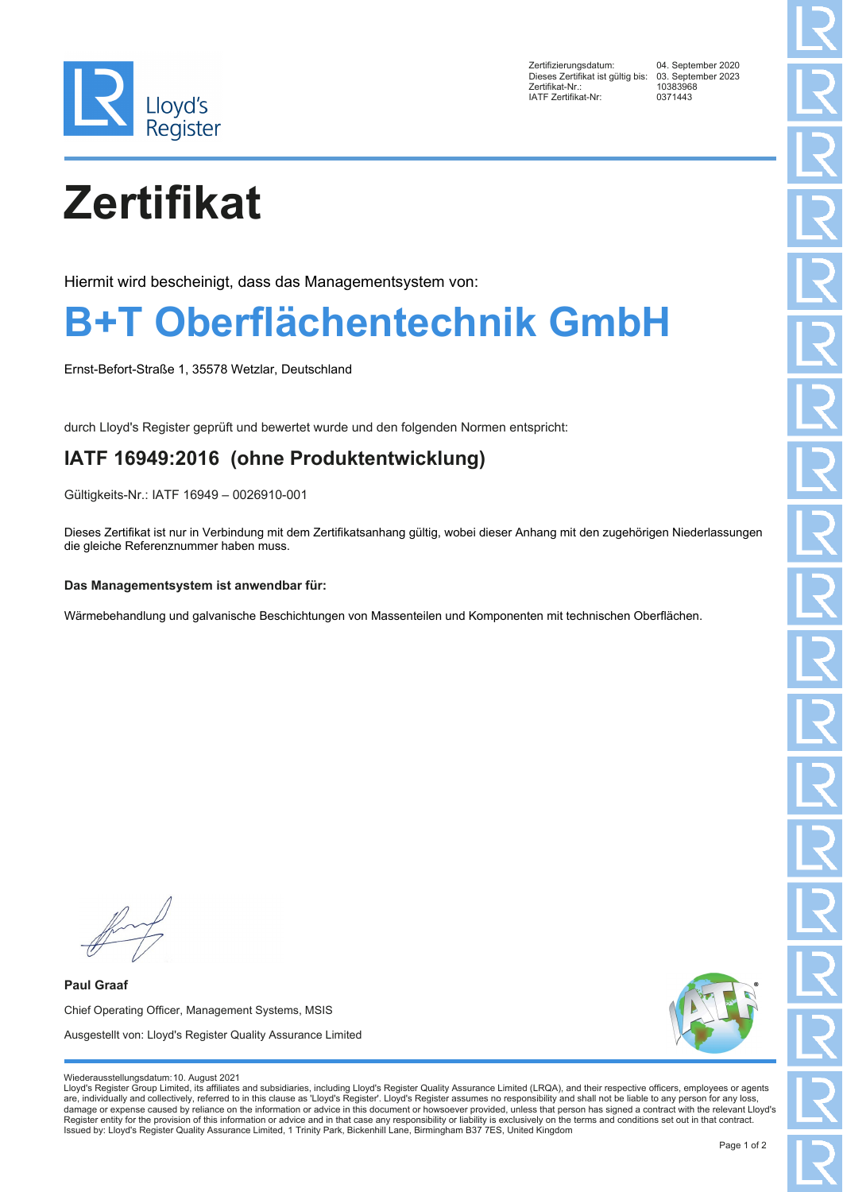| | |
|---|---|
| Zertifizierungsdatum: | 04. September 2020 |
| Dieses Zertifikat ist gültig bis: | 03. September 2023 |
| Zertifikat-Nr.: | 10383968 |
| IATF Zertifikat-Nr: | 0371443 |

# Zertifikat

Hiermit wird bescheinigt, dass das Managementsystem von:

## B+T Oberflächentechnik GmbH

Ernst-Befort-Straße 1, 35578 Wetzlar, Deutschland

durch Lloyd's Register geprüft und bewertet wurde und den folgenden Normen entspricht:

## IATF 16949:2016 (ohne Produktentwicklung)

Gültigkeits-Nr.: IATF 16949 – 0026910-001

Dieses Zertifikat ist nur in Verbindung mit dem Zertifikatsanhang gültig, wobei dieser Anhang mit den zugehörigen Niederlassungen die gleiche Referenznummer haben muss.

**Das Managementsystem ist anwendbar für:**

Wärmebehandlung und galvanische Beschichtungen von Massenteilen und Komponenten mit technischen Oberflächen.

**Paul Graaf**

Chief Operating Officer, Management Systems, MSIS

Ausgestellt von: Lloyd's Register Quality Assurance Limited

Wiederausstellungsdatum: 10. August 2021

Lloyd's Register Group Limited, its affiliates and subsidiaries, including Lloyd's Register Quality Assurance Limited (LRQA), and their respective officers, employees or agents are, individually and collectively, referred to in this clause as 'Lloyd's Register'. Lloyd's Register assumes no responsibility and shall not be liable to any person for any loss, damage or expense caused by reliance on the information or advice in this document or howsoever provided, unless that person has signed a contract with the relevant Lloyd's Register entity for the provision of this information or advice and in that case any responsibility or liability is exclusively on the terms and conditions set out in that contract.
Issued by: Lloyd's Register Quality Assurance Limited, 1 Trinity Park, Bickenhill Lane, Birmingham B37 7ES, United Kingdom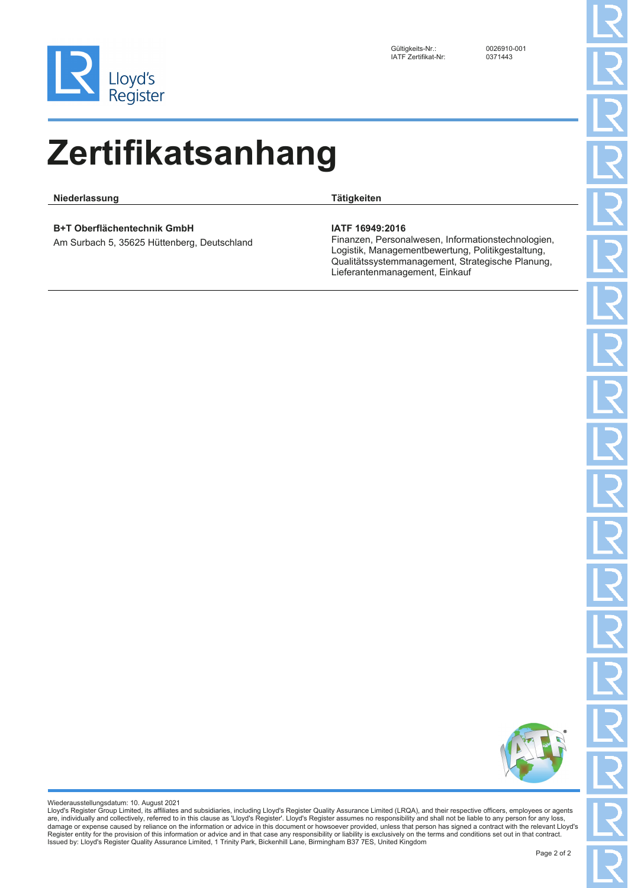Gültigkeits-Nr.: 0026910-001
IATF Zertifikat-Nr: 0371443

# Zertifikatsanhang

| Niederlassung | Tätigkeiten |
|---|---|
| **B+T Oberflächentechnik GmbH**<br>Am Surbach 5, 35625 Hüttenberg, Deutschland | **IATF 16949:2016**<br>Finanzen, Personalwesen, Informationstechnologien, Logistik, Managementbewertung, Politikgestaltung, Qualitätssystemmanagement, Strategische Planung, Lieferantenmanagement, Einkauf |

Wiederausstellungsdatum: 10. August 2021

Lloyd's Register Group Limited, its affiliates and subsidiaries, including Lloyd's Register Quality Assurance Limited (LRQA), and their respective officers, employees or agents are, individually and collectively, referred to in this clause as 'Lloyd's Register'. Lloyd's Register assumes no responsibility and shall not be liable to any person for any loss, damage or expense caused by reliance on the information or advice in this document or howsoever provided, unless that person has signed a contract with the relevant Lloyd's Register entity for the provision of this information or advice and in that case any responsibility or liability is exclusively on the terms and conditions set out in that contract.
Issued by: Lloyd's Register Quality Assurance Limited, 1 Trinity Park, Bickenhill Lane, Birmingham B37 7ES, United Kingdom